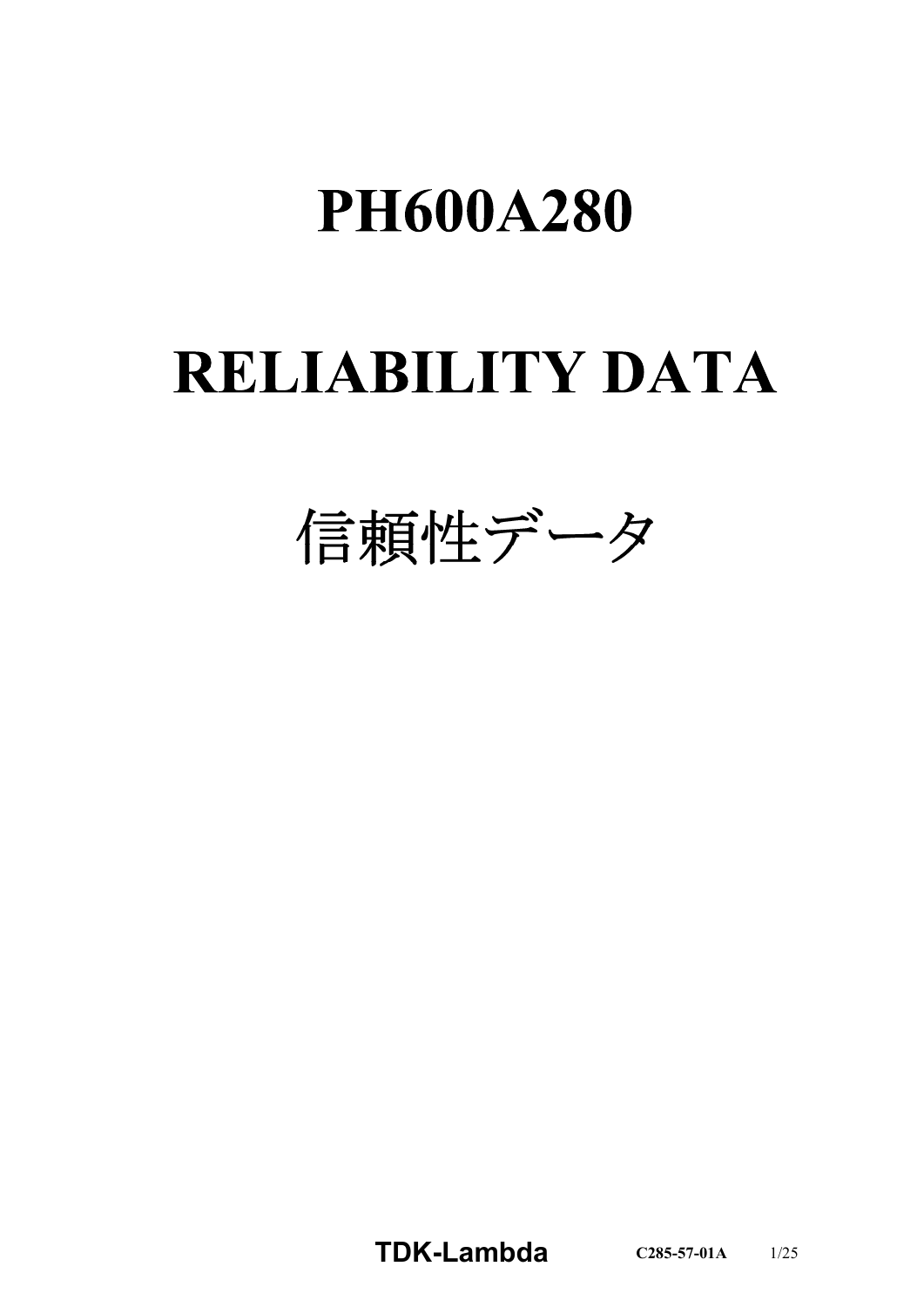# PH600A280

# RELIABILITY DATA

# 信頼性データ

**TDK-Lambda** C285-57-01A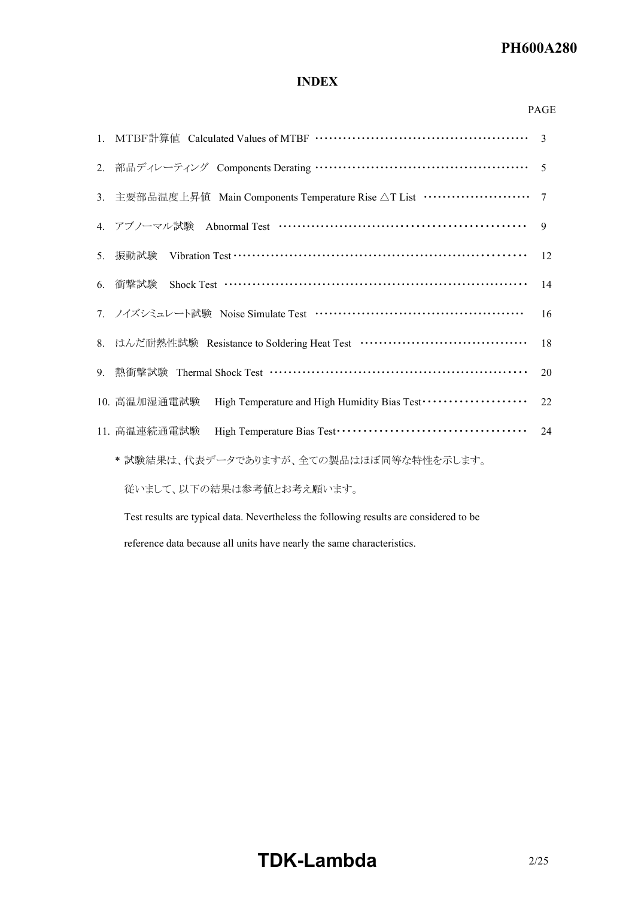# INDEX

| | PAGE |
|---|---|
| 1. MTBF計算値 Calculated Values of MTBF | 3 |
| 2. 部品ディレーティング Components Derating | 5 |
| 3. 主要部品温度上昇値 Main Components Temperature Rise △T List | 7 |
| 4. アブノーマル試験 Abnormal Test | 9 |
| 5. 振動試験 Vibration Test | 12 |
| 6. 衝撃試験 Shock Test | 14 |
| 7. ノイズシミュレート試験 Noise Simulate Test | 16 |
| 8. はんだ耐熱性試験 Resistance to Soldering Heat Test | 18 |
| 9. 熱衝撃試験 Thermal Shock Test | 20 |
| 10. 高温加湿通電試験 High Temperature and High Humidity Bias Test | 22 |
| 11. 高温連続通電試験 High Temperature Bias Test | 24 |

\* 試験結果は、代表データでありますが、全ての製品はほぼ同等な特性を示します。

従いまして、以下の結果は参考値とお考え願います。

Test results are typical data. Nevertheless the following results are considered to be reference data because all units have nearly the same characteristics.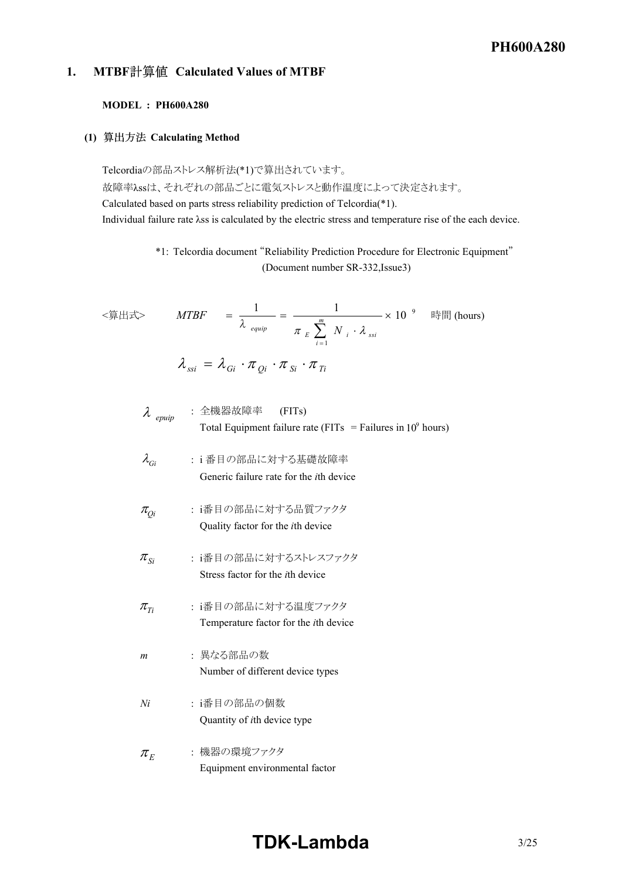## 1. MTBF計算値 Calculated Values of MTBF

**MODEL : PH600A280**

### (1) 算出方法 Calculating Method

Telcordiaの部品ストレス解析法(*1)で算出されています。
故障率λssは、それぞれの部品ごとに電気ストレスと動作温度によって決定されます。
Calculated based on parts stress reliability prediction of Telcordia(*1).
Individual failure rate λss is calculated by the electric stress and temperature rise of the each device.

*1: Telcordia document "Reliability Prediction Procedure for Electronic Equipment" (Document number SR-332,Issue3)

<算出式>

$$MTBF = \frac{1}{\lambda_{equip}} = \frac{1}{\pi_E \sum_{i=1}^{m} N_i \cdot \lambda_{ssi}} \times 10^9 \quad \text{時間 (hours)}$$

$$\lambda_{ssi} = \lambda_{Gi} \cdot \pi_{Qi} \cdot \pi_{Si} \cdot \pi_{Ti}$$

- $\lambda_{epuip}$ : 全機器故障率 (FITs)
  Total Equipment failure rate (FITs = Failures in $10^9$ hours)
- $\lambda_{Gi}$ : i 番目の部品に対する基礎故障率
  Generic failure rate for the *i*th device
- $\pi_{Qi}$ : i番目の部品に対する品質ファクタ
  Quality factor for the *i*th device
- $\pi_{Si}$ : i番目の部品に対するストレスファクタ
  Stress factor for the *i*th device
- $\pi_{Ti}$ : i番目の部品に対する温度ファクタ
  Temperature factor for the *i*th device
- $m$ : 異なる部品の数
  Number of different device types
- $Ni$ : i番目の部品の個数
  Quantity of *i*th device type
- $\pi_E$ : 機器の環境ファクタ
  Equipment environmental factor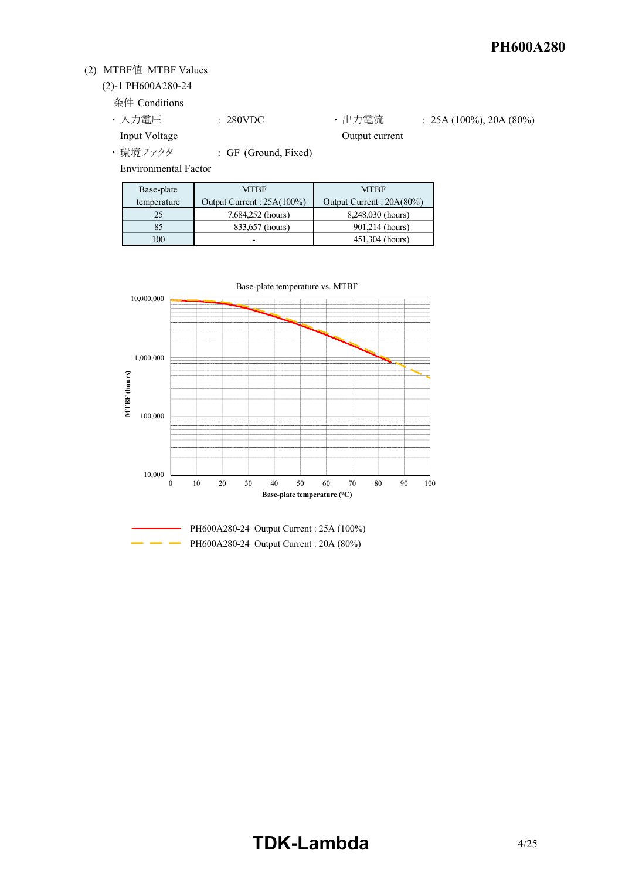(2) MTBF値 MTBF Values

(2)-1 PH600A280-24

条件 Conditions

- 入力電圧 Input Voltage : 280VDC
- 出力電流 Output current : 25A (100%), 20A (80%)
- 環境ファクタ Environmental Factor : GF (Ground, Fixed)

| Base-plate temperature | MTBF Output Current : 25A(100%) | MTBF Output Current : 20A(80%) |
|---|---|---|
| 25 | 7,684,252 (hours) | 8,248,030 (hours) |
| 85 | 833,657 (hours) | 901,214 (hours) |
| 100 | - | 451,304 (hours) |

Base-plate temperature vs. MTBF

MTBF (hours): 10,000 / 100,000 / 1,000,000 / 10,000,000

Base-plate temperature (°C): 0 / 10 / 20 / 30 / 40 / 50 / 60 / 70 / 80 / 90 / 100

- PH600A280-24 Output Current : 25A (100%)
- PH600A280-24 Output Current : 20A (80%)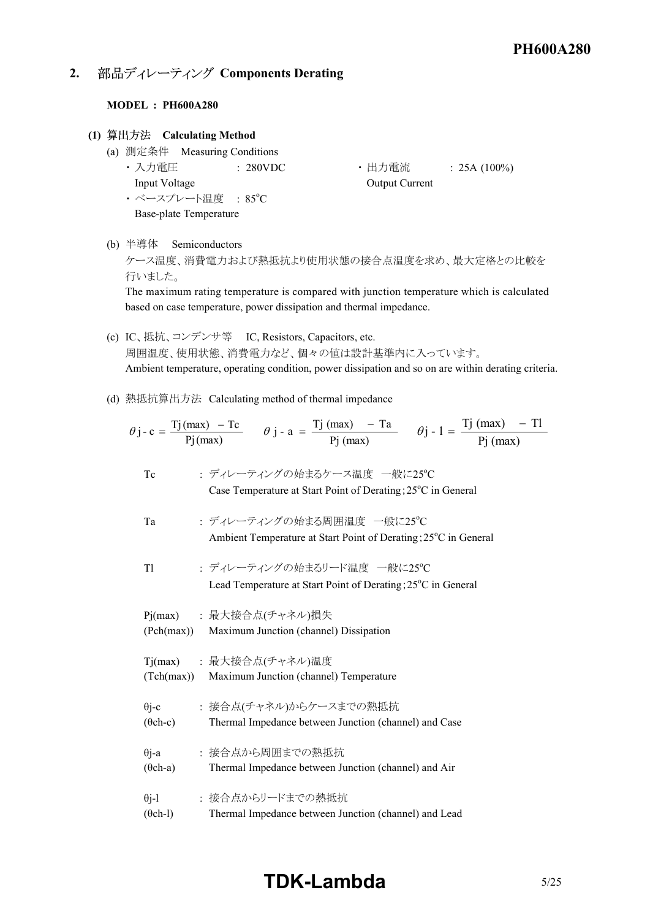## 2. 部品ディレーティング Components Derating

**MODEL : PH600A280**

**(1) 算出方法 Calculating Method**

(a) 測定条件 Measuring Conditions

- 入力電圧 Input Voltage : 280VDC
- 出力電流 Output Current : 25A (100%)
- ベースプレート温度 Base-plate Temperature : 85°C

(b) 半導体 Semiconductors

ケース温度、消費電力および熱抵抗より使用状態の接合点温度を求め、最大定格との比較を行いました。

The maximum rating temperature is compared with junction temperature which is calculated based on case temperature, power dissipation and thermal impedance.

(c) IC、抵抗、コンデンサ等 IC, Resistors, Capacitors, etc.

周囲温度、使用状態、消費電力など、個々の値は設計基準内に入っています。

Ambient temperature, operating condition, power dissipation and so on are within derating criteria.

(d) 熱抵抗算出方法 Calculating method of thermal impedance

$$\theta j\text{-}c = \frac{Tj(max) - Tc}{Pj(max)} \qquad \theta j\text{-}a = \frac{Tj(max) - Ta}{Pj(max)} \qquad \theta j\text{-}l = \frac{Tj(max) - Tl}{Pj(max)}$$

| | |
|---|---|
| Tc | : ディレーティングの始まるケース温度 一般に25°C<br>Case Temperature at Start Point of Derating ; 25°C in General |
| Ta | : ディレーティングの始まる周囲温度 一般に25°C<br>Ambient Temperature at Start Point of Derating ; 25°C in General |
| Tl | : ディレーティングの始まるリード温度 一般に25°C<br>Lead Temperature at Start Point of Derating ; 25°C in General |
| Pj(max)<br>(Pch(max)) | : 最大接合点(チャネル)損失<br>Maximum Junction (channel) Dissipation |
| Tj(max)<br>(Tch(max)) | : 最大接合点(チャネル)温度<br>Maximum Junction (channel) Temperature |
| θj-c<br>(θch-c) | : 接合点(チャネル)からケースまでの熱抵抗<br>Thermal Impedance between Junction (channel) and Case |
| θj-a<br>(θch-a) | : 接合点から周囲までの熱抵抗<br>Thermal Impedance between Junction (channel) and Air |
| θj-l<br>(θch-l) | : 接合点からリードまでの熱抵抗<br>Thermal Impedance between Junction (channel) and Lead |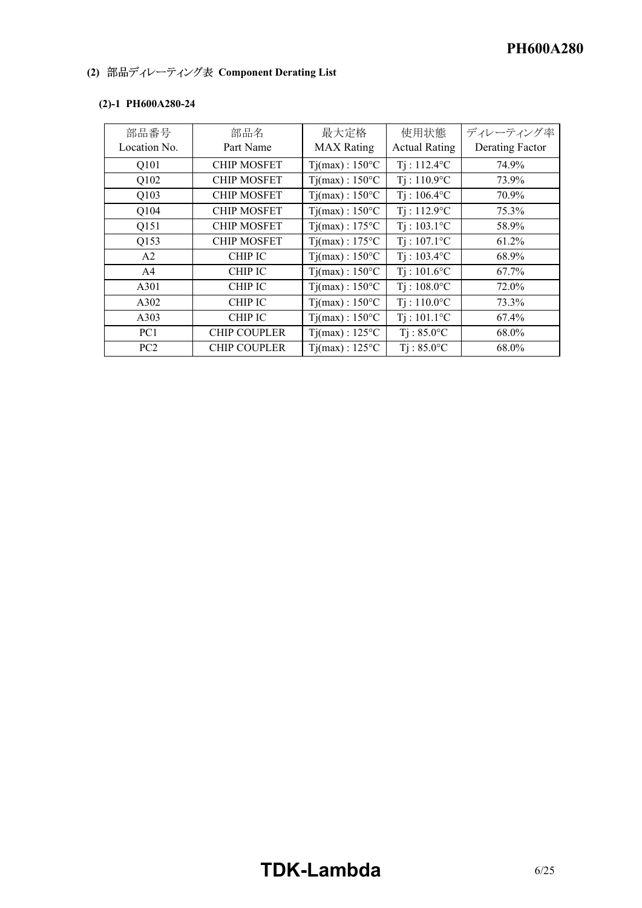## (2) 部品ディレーティング表 Component Derating List

### (2)-1 PH600A280-24

| 部品番号<br>Location No. | 部品名<br>Part Name | 最大定格<br>MAX Rating | 使用状態<br>Actual Rating | ディレーティング率<br>Derating Factor |
|---|---|---|---|---|
| Q101 | CHIP MOSFET | Tj(max) : 150°C | Tj : 112.4°C | 74.9% |
| Q102 | CHIP MOSFET | Tj(max) : 150°C | Tj : 110.9°C | 73.9% |
| Q103 | CHIP MOSFET | Tj(max) : 150°C | Tj : 106.4°C | 70.9% |
| Q104 | CHIP MOSFET | Tj(max) : 150°C | Tj : 112.9°C | 75.3% |
| Q151 | CHIP MOSFET | Tj(max) : 175°C | Tj : 103.1°C | 58.9% |
| Q153 | CHIP MOSFET | Tj(max) : 175°C | Tj : 107.1°C | 61.2% |
| A2 | CHIP IC | Tj(max) : 150°C | Tj : 103.4°C | 68.9% |
| A4 | CHIP IC | Tj(max) : 150°C | Tj : 101.6°C | 67.7% |
| A301 | CHIP IC | Tj(max) : 150°C | Tj : 108.0°C | 72.0% |
| A302 | CHIP IC | Tj(max) : 150°C | Tj : 110.0°C | 73.3% |
| A303 | CHIP IC | Tj(max) : 150°C | Tj : 101.1°C | 67.4% |
| PC1 | CHIP COUPLER | Tj(max) : 125°C | Tj : 85.0°C | 68.0% |
| PC2 | CHIP COUPLER | Tj(max) : 125°C | Tj : 85.0°C | 68.0% |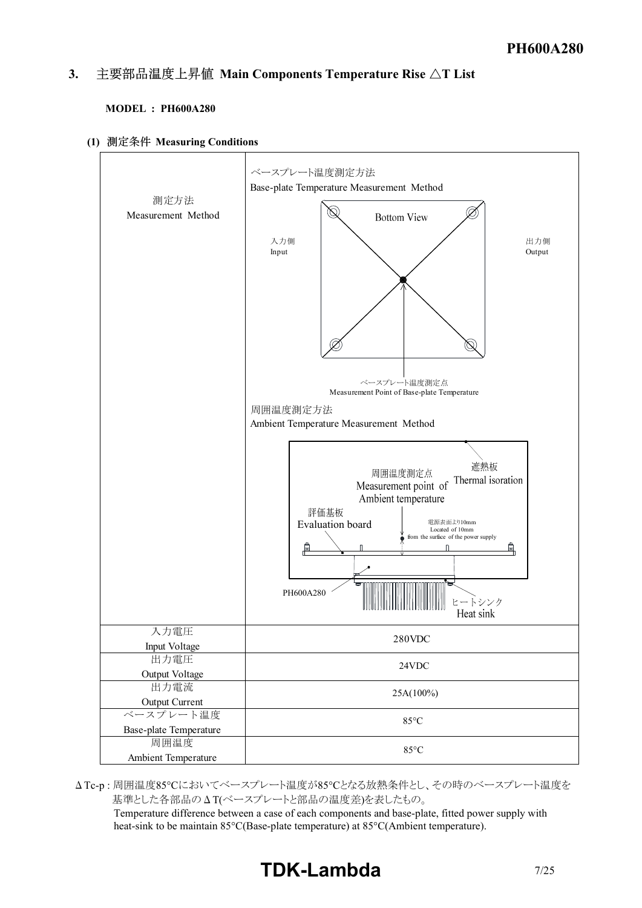## 3. 主要部品温度上昇値 Main Components Temperature Rise △T List

**MODEL : PH600A280**

**(1) 測定条件 Measuring Conditions**

| 測定方法<br>Measurement Method | ベースプレート温度測定方法<br>Base-plate Temperature Measurement Method<br>Bottom View<br>入力側 Input / 出力側 Output<br>ベースプレート温度測定点<br>Measurement Point of Base-plate Temperature<br><br>周囲温度測定方法<br>Ambient Temperature Measurement Method<br>周囲温度測定点 Measurement point of Ambient temperature<br>遮熱板 Thermal isoration<br>評価基板 Evaluation board<br>電源表面より10mm Located of 10mm from the surface of the power supply<br>PH600A280<br>ヒートシンク Heat sink |
|---|---|
| 入力電圧<br>Input Voltage | 280VDC |
| 出力電圧<br>Output Voltage | 24VDC |
| 出力電流<br>Output Current | 25A(100%) |
| ベースプレート温度<br>Base-plate Temperature | 85°C |
| 周囲温度<br>Ambient Temperature | 85°C |

ΔTc-p : 周囲温度85°Cにおいてベースプレート温度が85°Cとなる放熱条件とし、その時のベースプレート温度を基準とした各部品のΔT(ベースプレートと部品の温度差)を表したもの。
Temperature difference between a case of each components and base-plate, fitted power supply with heat-sink to be maintain 85°C(Base-plate temperature) at 85°C(Ambient temperature).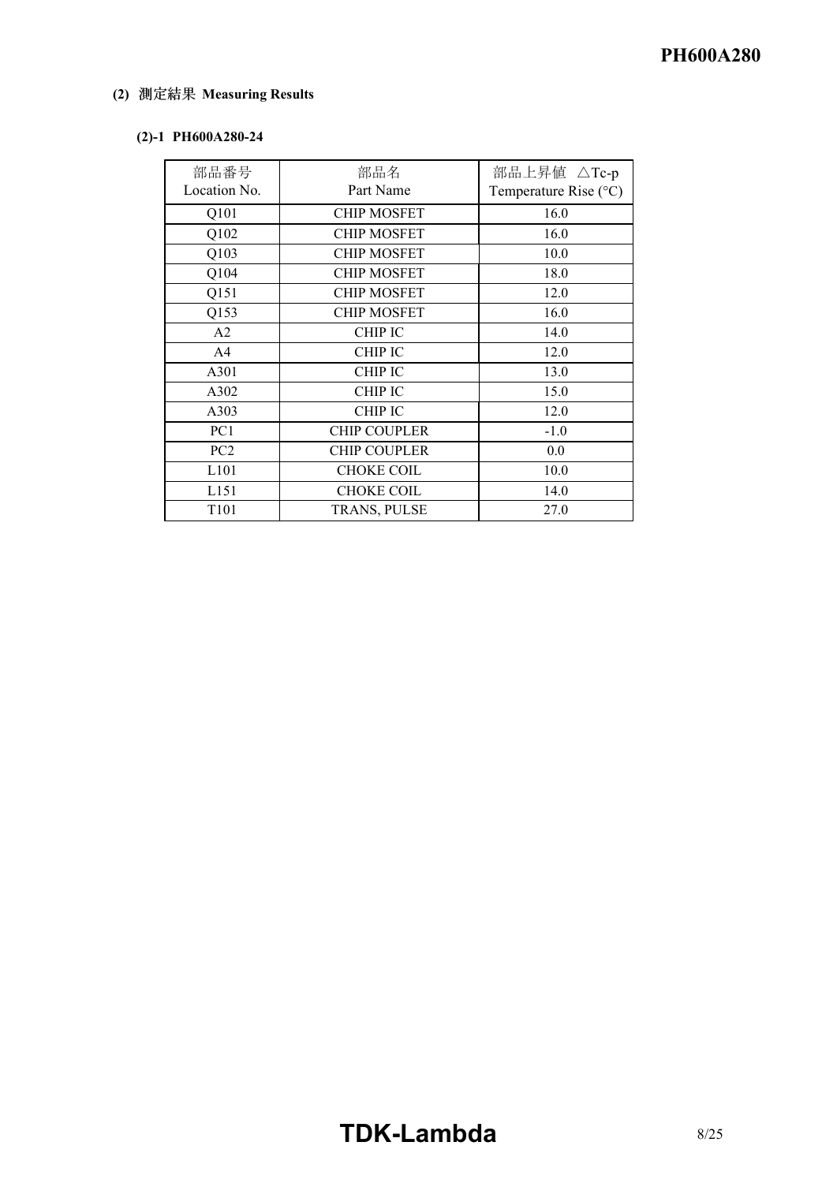**(2) 測定結果 Measuring Results**

**(2)-1 PH600A280-24**

| 部品番号<br>Location No. | 部品名<br>Part Name | 部品上昇値 △Tc-p<br>Temperature Rise (°C) |
|---|---|---|
| Q101 | CHIP MOSFET | 16.0 |
| Q102 | CHIP MOSFET | 16.0 |
| Q103 | CHIP MOSFET | 10.0 |
| Q104 | CHIP MOSFET | 18.0 |
| Q151 | CHIP MOSFET | 12.0 |
| Q153 | CHIP MOSFET | 16.0 |
| A2 | CHIP IC | 14.0 |
| A4 | CHIP IC | 12.0 |
| A301 | CHIP IC | 13.0 |
| A302 | CHIP IC | 15.0 |
| A303 | CHIP IC | 12.0 |
| PC1 | CHIP COUPLER | -1.0 |
| PC2 | CHIP COUPLER | 0.0 |
| L101 | CHOKE COIL | 10.0 |
| L151 | CHOKE COIL | 14.0 |
| T101 | TRANS, PULSE | 27.0 |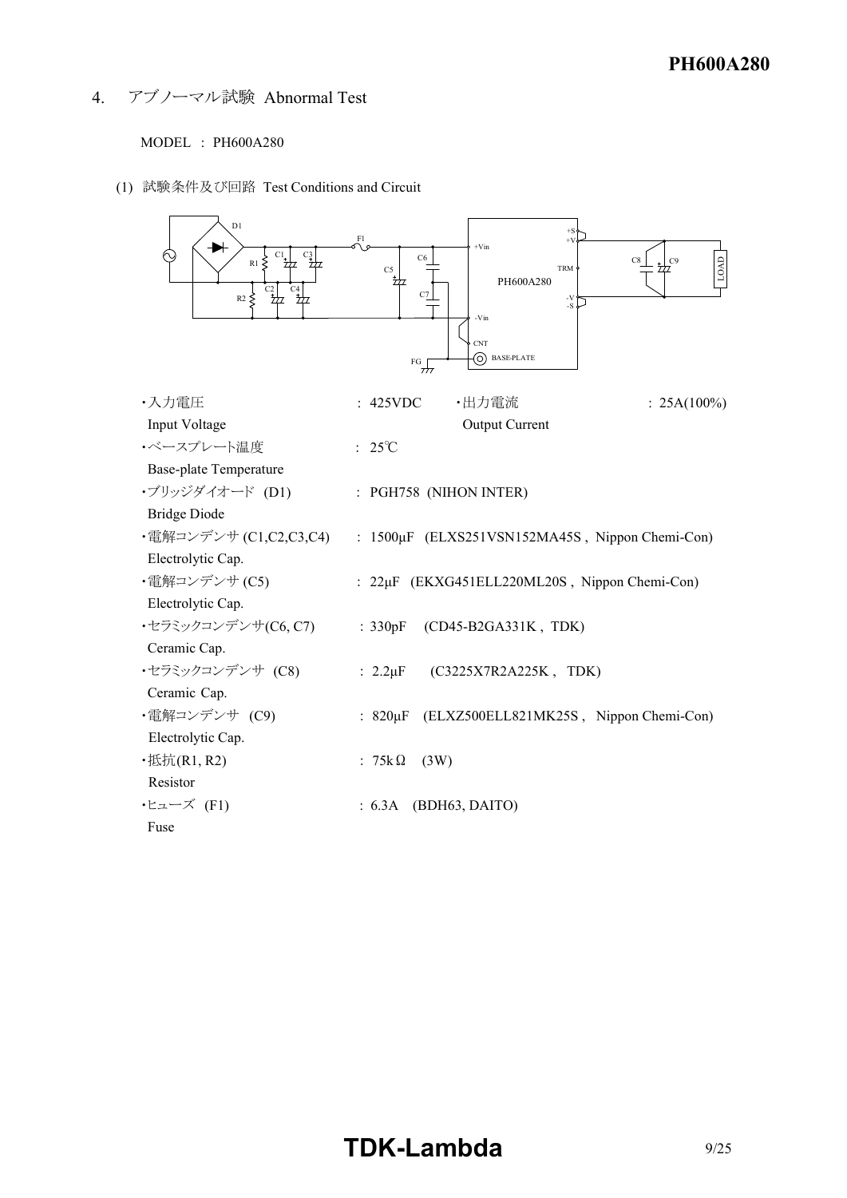## 4. アブノーマル試験 Abnormal Test

MODEL : PH600A280

(1) 試験条件及び回路 Test Conditions and Circuit

| | | | |
|---|---|---|---|
| ・入力電圧 Input Voltage | : 425VDC | ・出力電流 Output Current | : 25A(100%) |
| ・ベースプレート温度 Base-plate Temperature | : 25℃ | | |
| ・ブリッジダイオード (D1) Bridge Diode | : PGH758 (NIHON INTER) | | |
| ・電解コンデンサ (C1,C2,C3,C4) Electrolytic Cap. | : 1500μF (ELXS251VSN152MA45S , Nippon Chemi-Con) | | |
| ・電解コンデンサ (C5) Electrolytic Cap. | : 22μF (EKXG451ELL220ML20S , Nippon Chemi-Con) | | |
| ・セラミックコンデンサ(C6, C7) Ceramic Cap. | : 330pF (CD45-B2GA331K , TDK) | | |
| ・セラミックコンデンサ (C8) Ceramic Cap. | : 2.2μF (C3225X7R2A225K , TDK) | | |
| ・電解コンデンサ (C9) Electrolytic Cap. | : 820μF (ELXZ500ELL821MK25S , Nippon Chemi-Con) | | |
| ・抵抗(R1, R2) Resistor | : 75kΩ (3W) | | |
| ・ヒューズ (F1) Fuse | : 6.3A (BDH63, DAITO) | | |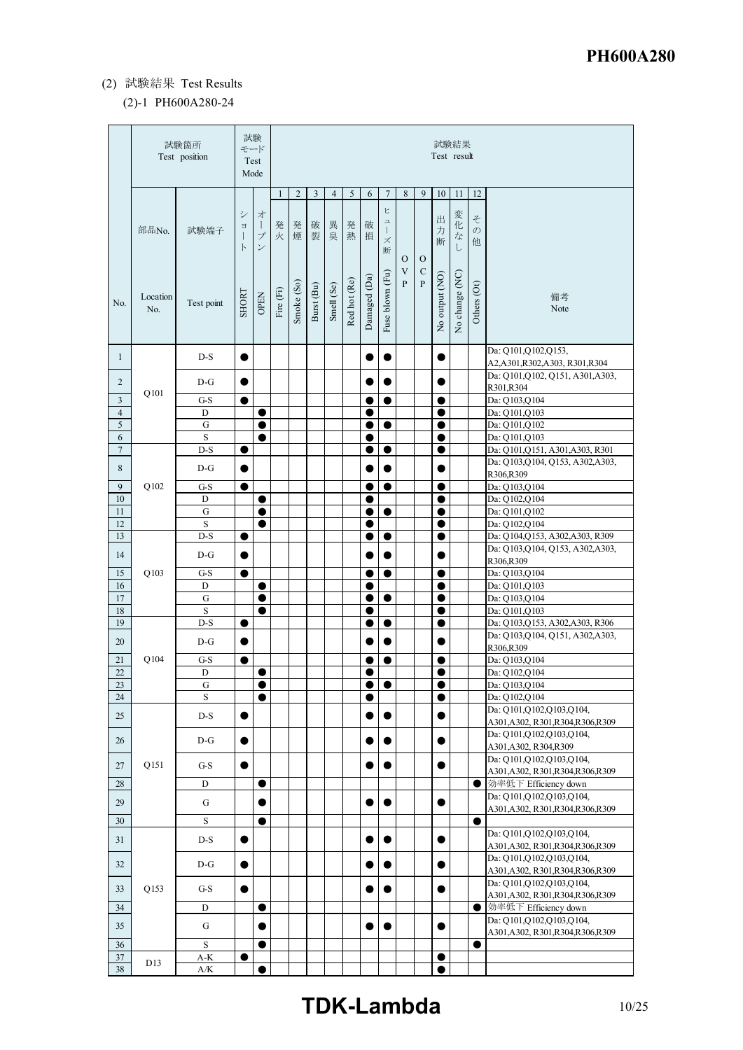(2) 試験結果 Test Results

(2)-1 PH600A280-24

| No. | 試験箇所 Test position | | 試験モード Test Mode | | 試験結果 Test result | | | | | | | | | | | | |
|---|---|---|---|---|---|---|---|---|---|---|---|---|---|---|---|---|---|
| | 部品No. Location No. | 試験端子 Test point | ショート SHORT | オープン OPEN | 1 発火 Fire (Fi) | 2 発煙 Smoke (So) | 3 破裂 Burst (Bu) | 4 異臭 Smell (Se) | 5 発熱 Red hot (Re) | 6 破損 Damaged (Da) | 7 ヒューズ断 Fuse blown (Fu) | 8 OVP | 9 OCP | 10 出力断 No output (NO) | 11 変化なし No change (NC) | 12 その他 Others (Ot) | 備考 Note |
| 1 | Q101 | D-S | ● | | | | | | | ● | ● | | | ● | | | Da: Q101,Q102,Q153, A2,A301,R302,A303, R301,R304 |
| 2 | | D-G | ● | | | | | | | ● | ● | | | ● | | | Da: Q101,Q102, Q151, A301,A303, R301,R304 |
| 3 | | G-S | ● | | | | | | | ● | ● | | | ● | | | Da: Q103,Q104 |
| 4 | | D | | ● | | | | | | ● | | | | ● | | | Da: Q101,Q103 |
| 5 | | G | | ● | | | | | | ● | ● | | | ● | | | Da: Q101,Q102 |
| 6 | | S | | ● | | | | | | ● | | | | ● | | | Da: Q101,Q103 |
| 7 | Q102 | D-S | ● | | | | | | | ● | ● | | | ● | | | Da: Q101,Q151, A301,A303, R301 |
| 8 | | D-G | ● | | | | | | | ● | ● | | | ● | | | Da: Q103,Q104, Q153, A302,A303, R306,R309 |
| 9 | | G-S | ● | | | | | | | ● | ● | | | ● | | | Da: Q103,Q104 |
| 10 | | D | | ● | | | | | | ● | | | | ● | | | Da: Q102,Q104 |
| 11 | | G | | ● | | | | | | ● | ● | | | ● | | | Da: Q101,Q102 |
| 12 | | S | | ● | | | | | | ● | | | | ● | | | Da: Q102,Q104 |
| 13 | Q103 | D-S | ● | | | | | | | ● | ● | | | ● | | | Da: Q104,Q153, A302,A303, R309 |
| 14 | | D-G | ● | | | | | | | ● | ● | | | ● | | | Da: Q103,Q104, Q153, A302,A303, R306,R309 |
| 15 | | G-S | ● | | | | | | | ● | ● | | | ● | | | Da: Q103,Q104 |
| 16 | | D | | ● | | | | | | ● | | | | ● | | | Da: Q101,Q103 |
| 17 | | G | | ● | | | | | | ● | ● | | | ● | | | Da: Q103,Q104 |
| 18 | | S | | ● | | | | | | ● | | | | ● | | | Da: Q101,Q103 |
| 19 | Q104 | D-S | ● | | | | | | | ● | ● | | | ● | | | Da: Q103,Q153, A302,A303, R306 |
| 20 | | D-G | ● | | | | | | | ● | ● | | | ● | | | Da: Q103,Q104, Q151, A302,A303, R306,R309 |
| 21 | | G-S | ● | | | | | | | ● | ● | | | ● | | | Da: Q103,Q104 |
| 22 | | D | | ● | | | | | | ● | | | | ● | | | Da: Q102,Q104 |
| 23 | | G | | ● | | | | | | ● | ● | | | ● | | | Da: Q103,Q104 |
| 24 | | S | | ● | | | | | | ● | | | | ● | | | Da: Q102,Q104 |
| 25 | Q151 | D-S | ● | | | | | | | ● | ● | | | ● | | | Da: Q101,Q102,Q103,Q104, A301,A302, R301,R304,R306,R309 |
| 26 | | D-G | ● | | | | | | | ● | ● | | | ● | | | Da: Q101,Q102,Q103,Q104, A301,A302, R304,R309 |
| 27 | | G-S | ● | | | | | | | ● | ● | | | ● | | | Da: Q101,Q102,Q103,Q104, A301,A302, R301,R304,R306,R309 |
| 28 | | D | | ● | | | | | | | | | | | | ● | 効率低下 Efficiency down |
| 29 | | G | | ● | | | | | | ● | ● | | | ● | | | Da: Q101,Q102,Q103,Q104, A301,A302, R301,R304,R306,R309 |
| 30 | | S | | ● | | | | | | | | | | | | ● | |
| 31 | Q153 | D-S | ● | | | | | | | ● | ● | | | ● | | | Da: Q101,Q102,Q103,Q104, A301,A302, R301,R304,R306,R309 |
| 32 | | D-G | ● | | | | | | | ● | ● | | | ● | | | Da: Q101,Q102,Q103,Q104, A301,A302, R301,R304,R306,R309 |
| 33 | | G-S | ● | | | | | | | ● | ● | | | ● | | | Da: Q101,Q102,Q103,Q104, A301,A302, R301,R304,R306,R309 |
| 34 | | D | | ● | | | | | | | | | | | | ● | 効率低下 Efficiency down |
| 35 | | G | | ● | | | | | | ● | ● | | | ● | | | Da: Q101,Q102,Q103,Q104, A301,A302, R301,R304,R306,R309 |
| 36 | | S | | ● | | | | | | | | | | | | ● | |
| 37 | D13 | A-K | ● | | | | | | | | | | | ● | | | |
| 38 | | A/K | | ● | | | | | | | | | | ● | | | |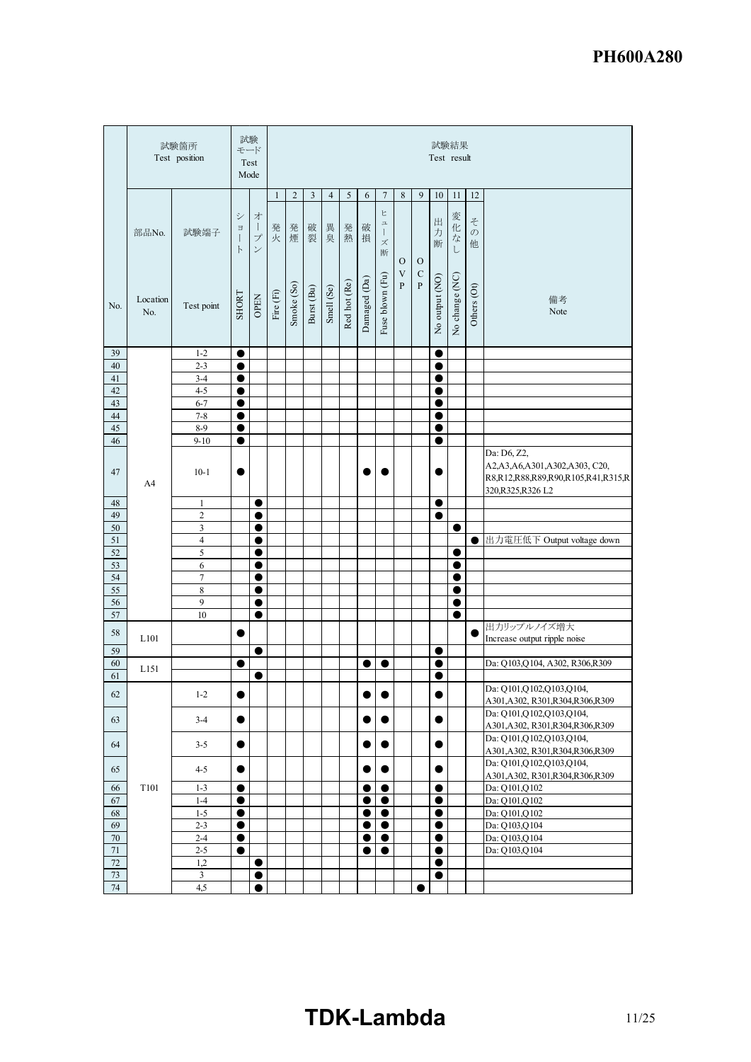| No. | 試験箇所 Test position | | 試験モード Test Mode | | 試験結果 Test result | | | | | | | | | | | | |
|---|---|---|---|---|---|---|---|---|---|---|---|---|---|---|---|---|---|
| | | | | | 1 | 2 | 3 | 4 | 5 | 6 | 7 | 8 | 9 | 10 | 11 | 12 | |
| | 部品No. Location No. | 試験端子 Test point | ショート SHORT | オープン OPEN | 発火 Fire (Fi) | 発煙 Smoke (So) | 破裂 Burst (Bu) | 異臭 Smell (Se) | 発熱 Red hot (Re) | 破損 Damaged (Da) | ヒューズ断 Fuse blown (Fu) | OVP | OCP | 出力断 No output (NO) | 変化なし No change (NC) | その他 Others (Ot) | 備考 Note |
| 39 | A4 | 1-2 | ● | | | | | | | | | | | ● | | | |
| 40 | | 2-3 | ● | | | | | | | | | | | ● | | | |
| 41 | | 3-4 | ● | | | | | | | | | | | ● | | | |
| 42 | | 4-5 | ● | | | | | | | | | | | ● | | | |
| 43 | | 6-7 | ● | | | | | | | | | | | ● | | | |
| 44 | | 7-8 | ● | | | | | | | | | | | ● | | | |
| 45 | | 8-9 | ● | | | | | | | | | | | ● | | | |
| 46 | | 9-10 | ● | | | | | | | | | | | ● | | | |
| 47 | | 10-1 | ● | | | | | | | ● | ● | | | ● | | | Da: D6, Z2, A2,A3,A6,A301,A302,A303, C20, R8,R12,R88,R89,R90,R105,R41,R315,R320,R325,R326 L2 |
| 48 | | 1 | | ● | | | | | | | | | | ● | | | |
| 49 | | 2 | | ● | | | | | | | | | | ● | | | |
| 50 | | 3 | | ● | | | | | | | | | | | ● | | |
| 51 | | 4 | | ● | | | | | | | | | | | | ● | 出力電圧低下 Output voltage down |
| 52 | | 5 | | ● | | | | | | | | | | | ● | | |
| 53 | | 6 | | ● | | | | | | | | | | | ● | | |
| 54 | | 7 | | ● | | | | | | | | | | | ● | | |
| 55 | | 8 | | ● | | | | | | | | | | | ● | | |
| 56 | | 9 | | ● | | | | | | | | | | | ● | | |
| 57 | | 10 | | ● | | | | | | | | | | | ● | | |
| 58 | L101 | | ● | | | | | | | | | | | | | ● | 出力リップルノイズ増大 Increase output ripple noise |
| 59 | | | | ● | | | | | | | | | | ● | | | |
| 60 | L151 | | ● | | | | | | | ● | ● | | | ● | | | Da: Q103,Q104, A302, R306,R309 |
| 61 | | | | ● | | | | | | | | | | ● | | | |
| 62 | T101 | 1-2 | ● | | | | | | | ● | ● | | | ● | | | Da: Q101,Q102,Q103,Q104, A301,A302, R301,R304,R306,R309 |
| 63 | | 3-4 | ● | | | | | | | ● | ● | | | ● | | | Da: Q101,Q102,Q103,Q104, A301,A302, R301,R304,R306,R309 |
| 64 | | 3-5 | ● | | | | | | | ● | ● | | | ● | | | Da: Q101,Q102,Q103,Q104, A301,A302, R301,R304,R306,R309 |
| 65 | | 4-5 | ● | | | | | | | ● | ● | | | ● | | | Da: Q101,Q102,Q103,Q104, A301,A302, R301,R304,R306,R309 |
| 66 | | 1-3 | ● | | | | | | | ● | ● | | | ● | | | Da: Q101,Q102 |
| 67 | | 1-4 | ● | | | | | | | ● | ● | | | ● | | | Da: Q101,Q102 |
| 68 | | 1-5 | ● | | | | | | | ● | ● | | | ● | | | Da: Q101,Q102 |
| 69 | | 2-3 | ● | | | | | | | ● | ● | | | ● | | | Da: Q103,Q104 |
| 70 | | 2-4 | ● | | | | | | | ● | ● | | | ● | | | Da: Q103,Q104 |
| 71 | | 2-5 | ● | | | | | | | ● | ● | | | ● | | | Da: Q103,Q104 |
| 72 | | 1,2 | | ● | | | | | | | | | | ● | | | |
| 73 | | 3 | | ● | | | | | | | | | | ● | | | |
| 74 | | 4,5 | | ● | | | | | | | | | ● | | | | |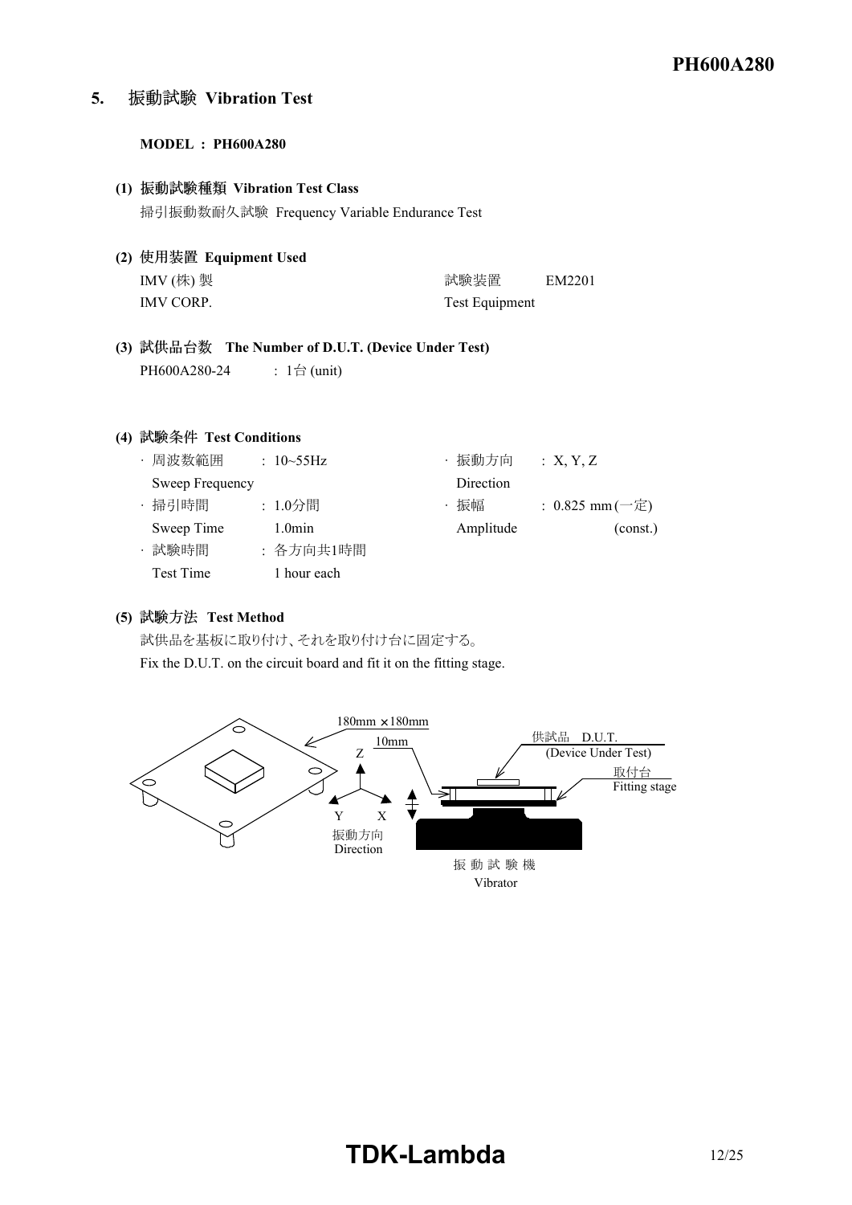## 5. 振動試験 Vibration Test

**MODEL : PH600A280**

**(1) 振動試験種類 Vibration Test Class**

掃引振動数耐久試験 Frequency Variable Endurance Test

**(2) 使用装置 Equipment Used**

| | | |
|---|---|---|
| IMV (株) 製 | 試験装置 | EM2201 |
| IMV CORP. | Test Equipment | |

**(3) 試供品台数 The Number of D.U.T. (Device Under Test)**

PH600A280-24 : 1台 (unit)

**(4) 試験条件 Test Conditions**

| | | | |
|---|---|---|---|
| · 周波数範囲 Sweep Frequency | : 10~55Hz | · 振動方向 Direction | : X, Y, Z |
| · 掃引時間 Sweep Time | : 1.0分間 1.0min | · 振幅 Amplitude | : 0.825 mm (一定) (const.) |
| · 試験時間 Test Time | : 各方向共1時間 1 hour each | | |

**(5) 試験方法 Test Method**

試供品を基板に取り付け、それを取り付け台に固定する。

Fix the D.U.T. on the circuit board and fit it on the fitting stage.

180mm × 180mm

10mm

Z Y X 振動方向 Direction

供試品 D.U.T. (Device Under Test)

取付台 Fitting stage

振 動 試 験 機 Vibrator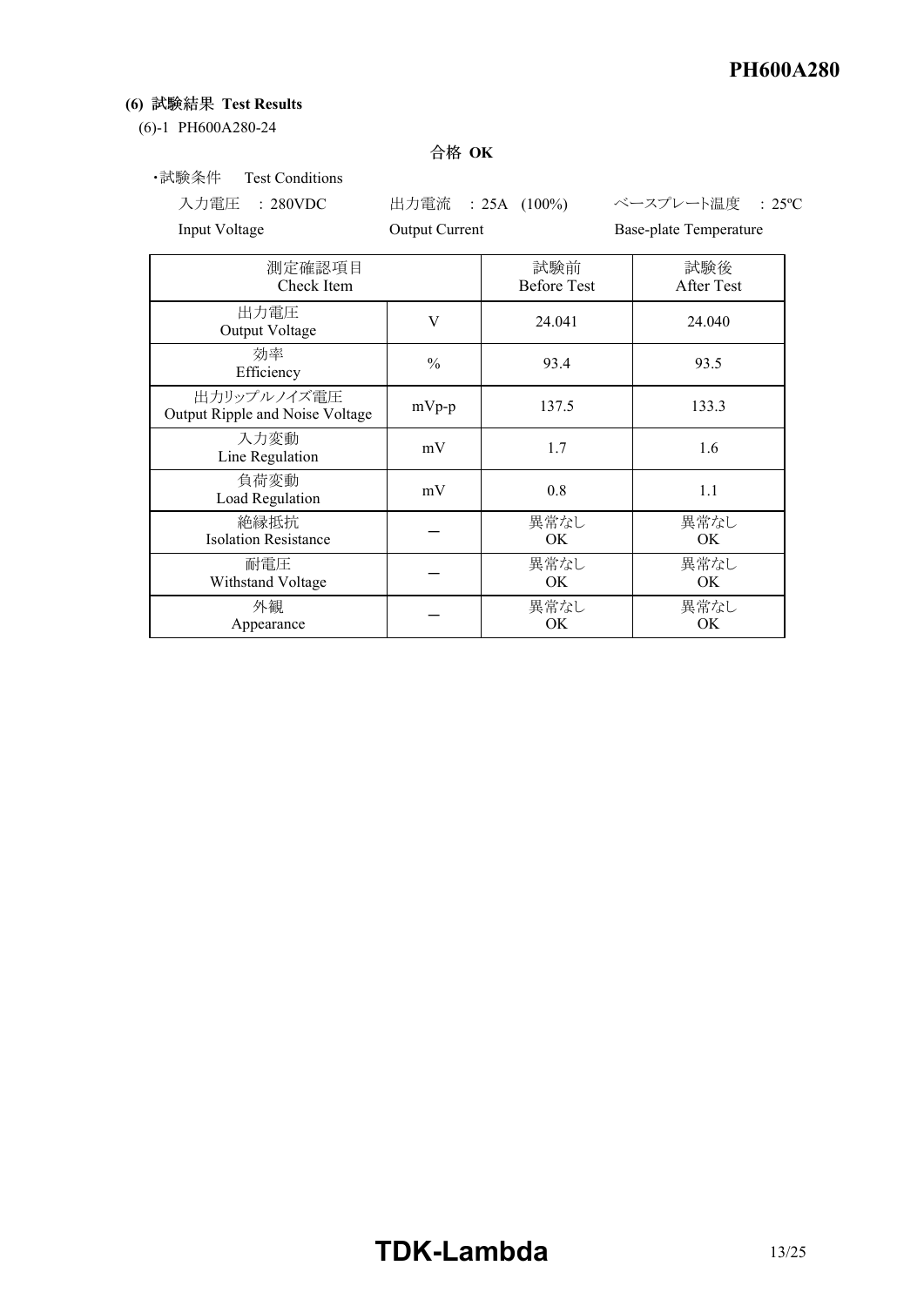**(6) 試験結果 Test Results**

(6)-1 PH600A280-24

**合格 OK**

・試験条件　Test Conditions

入力電圧　: 280VDC　　出力電流　: 25A (100%)　　ベースプレート温度　: 25ºC

Input Voltage　　Output Current　　Base-plate Temperature

| 測定確認項目 Check Item | | 試験前 Before Test | 試験後 After Test |
|---|---|---|---|
| 出力電圧 Output Voltage | V | 24.041 | 24.040 |
| 効率 Efficiency | % | 93.4 | 93.5 |
| 出力リップルノイズ電圧 Output Ripple and Noise Voltage | mVp-p | 137.5 | 133.3 |
| 入力変動 Line Regulation | mV | 1.7 | 1.6 |
| 負荷変動 Load Regulation | mV | 0.8 | 1.1 |
| 絶縁抵抗 Isolation Resistance | ー | 異常なし OK | 異常なし OK |
| 耐電圧 Withstand Voltage | ー | 異常なし OK | 異常なし OK |
| 外観 Appearance | ー | 異常なし OK | 異常なし OK |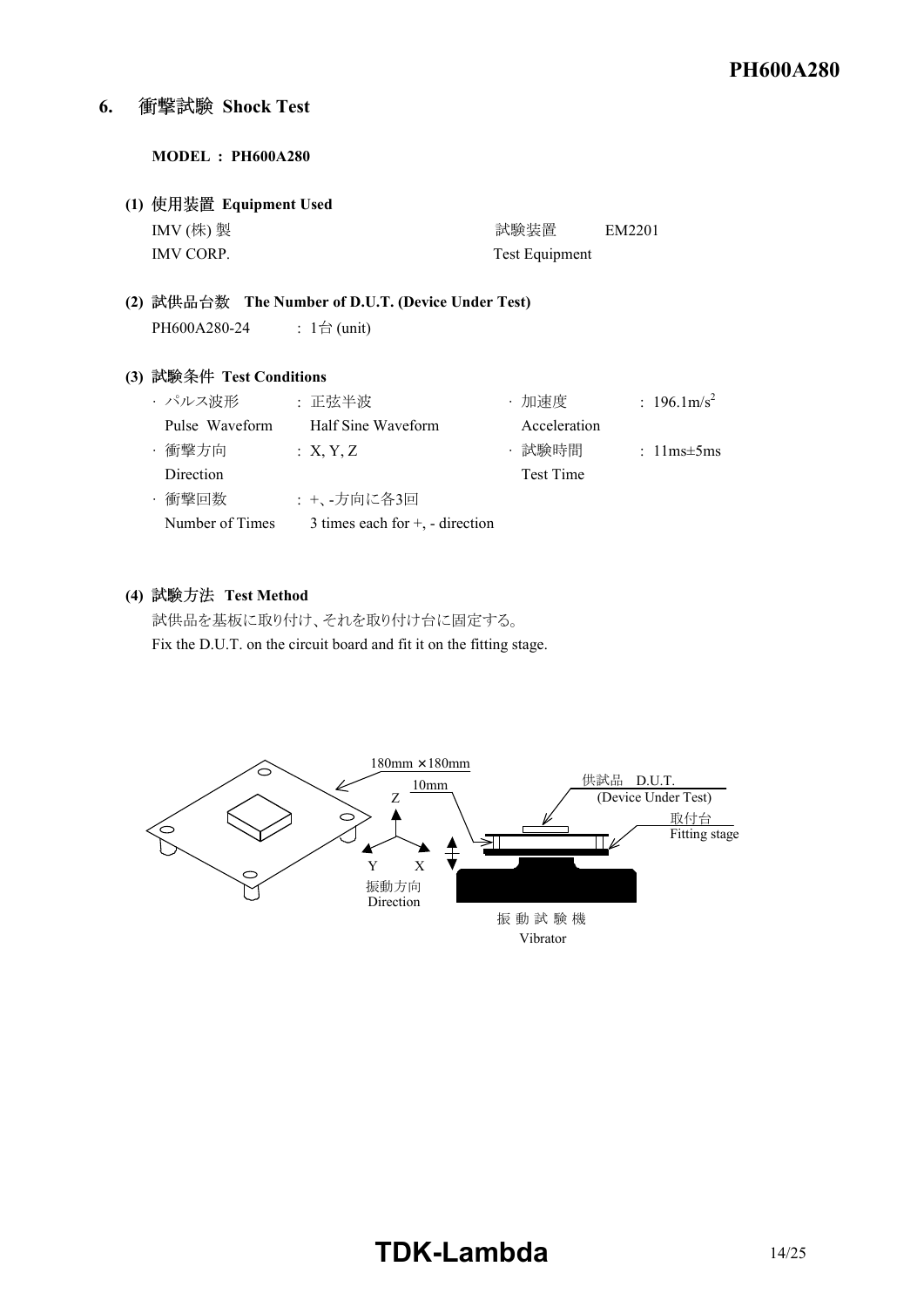## 6. 衝撃試験 Shock Test

**MODEL : PH600A280**

**(1) 使用装置 Equipment Used**

| | |
|---|---|
| IMV (株) 製 | 試験装置 EM2201 |
| IMV CORP. | Test Equipment |

**(2) 試供品台数 The Number of D.U.T. (Device Under Test)**

PH600A280-24 : 1台 (unit)

**(3) 試験条件 Test Conditions**

| | | | |
|---|---|---|---|
| · パルス波形 Pulse Waveform | : 正弦半波 Half Sine Waveform | · 加速度 Acceleration | : 196.1m/s$^2$ |
| · 衝撃方向 Direction | : X, Y, Z | · 試験時間 Test Time | : 11ms±5ms |
| · 衝撃回数 Number of Times | : +、-方向に各3回 3 times each for +, - direction | | |

**(4) 試験方法 Test Method**

試供品を基板に取り付け、それを取り付け台に固定する。
Fix the D.U.T. on the circuit board and fit it on the fitting stage.

180mm ×180mm
10mm
Z
Y X
振動方向 Direction
供試品 D.U.T. (Device Under Test)
取付台 Fitting stage
振 動 試 験 機 Vibrator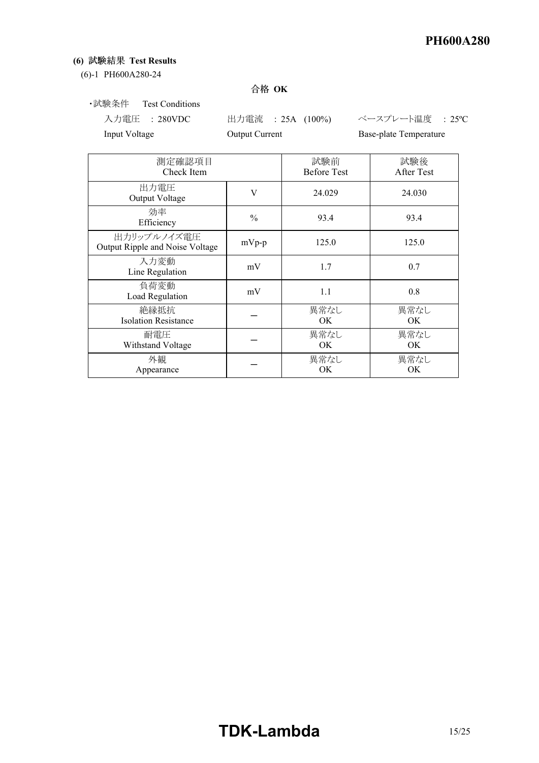**(6) 試験結果 Test Results**

(6)-1 PH600A280-24

**合格 OK**

・試験条件　Test Conditions

| 入力電圧　: 280VDC | 出力電流　: 25A (100%) | ベースプレート温度　: 25ºC |
|---|---|---|
| Input Voltage | Output Current | Base-plate Temperature |

| 測定確認項目<br>Check Item | | 試験前<br>Before Test | 試験後<br>After Test |
|---|---|---|---|
| 出力電圧<br>Output Voltage | V | 24.029 | 24.030 |
| 効率<br>Efficiency | % | 93.4 | 93.4 |
| 出力リップルノイズ電圧<br>Output Ripple and Noise Voltage | mVp-p | 125.0 | 125.0 |
| 入力変動<br>Line Regulation | mV | 1.7 | 0.7 |
| 負荷変動<br>Load Regulation | mV | 1.1 | 0.8 |
| 絶縁抵抗<br>Isolation Resistance | ― | 異常なし<br>OK | 異常なし<br>OK |
| 耐電圧<br>Withstand Voltage | ― | 異常なし<br>OK | 異常なし<br>OK |
| 外観<br>Appearance | ― | 異常なし<br>OK | 異常なし<br>OK |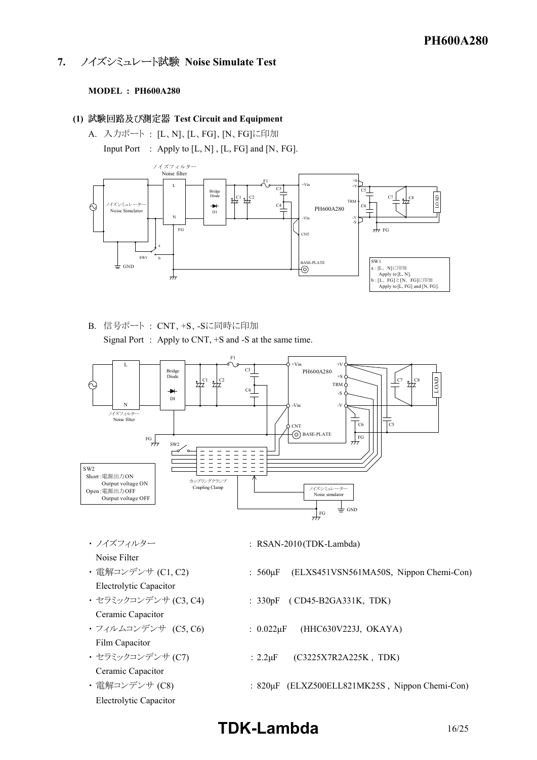## 7. ノイズシミュレート試験 Noise Simulate Test

**MODEL : PH600A280**

### (1) 試験回路及び測定器 Test Circuit and Equipment

A. 入力ポート : [L、N]、[L、FG]、[N、FG]に印加

Input Port : Apply to [L, N] , [L, FG] and [N、FG].

SW1
a : [L、N]に印加
Apply to [L, N].
b : [L、FG]と[N、FG]に印加
Apply to [L, FG] and [N, FG].

B. 信号ポート : CNT、+S、-Sに同時に印加

Signal Port : Apply to CNT, +S and -S at the same time.

SW2
Short :電源出力ON
Output voltage ON
Open :電源出力OFF
Output voltage OFF

- ・ノイズフィルター Noise Filter : RSAN-2010(TDK-Lambda)
- ・電解コンデンサ (C1, C2) Electrolytic Capacitor : 560μF (ELXS451VSN561MA50S, Nippon Chemi-Con)
- ・セラミックコンデンサ (C3, C4) Ceramic Capacitor : 330pF ( CD45-B2GA331K, TDK)
- ・フィルムコンデンサ (C5, C6) Film Capacitor : 0.022μF (HHC630V223J, OKAYA)
- ・セラミックコンデンサ (C7) Ceramic Capacitor : 2.2μF (C3225X7R2A225K , TDK)
- ・電解コンデンサ (C8) Electrolytic Capacitor : 820μF (ELXZ500ELL821MK25S , Nippon Chemi-Con)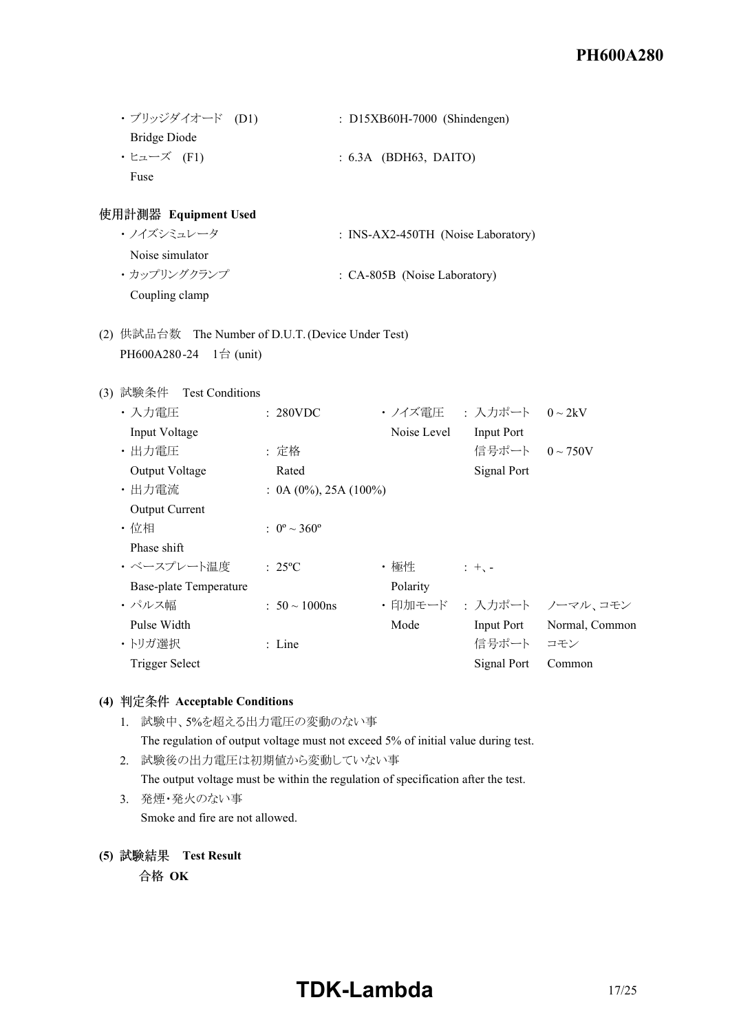・ブリッジダイオード　(D1)　　: D15XB60H-7000 (Shindengen)
Bridge Diode

・ヒューズ　(F1)　　: 6.3A (BDH63, DAITO)
Fuse

**使用計測器 Equipment Used**

・ノイズシミュレータ　　: INS-AX2-450TH (Noise Laboratory)
Noise simulator

・カップリングクランプ　　: CA-805B (Noise Laboratory)
Coupling clamp

(2) 供試品台数　The Number of D.U.T. (Device Under Test)
PH600A280-24　1台 (unit)

(3) 試験条件　Test Conditions

| | | | | |
|---|---|---|---|---|
| ・入力電圧 Input Voltage | : 280VDC | ・ノイズ電圧 Noise Level | : 入力ポート Input Port | 0 ~ 2kV |
| ・出力電圧 Output Voltage | : 定格 Rated | | 信号ポート Signal Port | 0 ~ 750V |
| ・出力電流 Output Current | : 0A (0%), 25A (100%) | | | |
| ・位相 Phase shift | : 0º ~ 360º | | | |
| ・ベースプレート温度 Base-plate Temperature | : 25ºC | ・極性 Polarity | : +、- | |
| ・パルス幅 Pulse Width | : 50 ~ 1000ns | ・印加モード Mode | : 入力ポート Input Port | ノーマル、コモン Normal, Common |
| ・トリガ選択 Trigger Select | : Line | | 信号ポート Signal Port | コモン Common |

**(4) 判定条件 Acceptable Conditions**

1. 試験中、5%を超える出力電圧の変動のない事
   The regulation of output voltage must not exceed 5% of initial value during test.
2. 試験後の出力電圧は初期値から変動していない事
   The output voltage must be within the regulation of specification after the test.
3. 発煙・発火のない事
   Smoke and fire are not allowed.

**(5) 試験結果　Test Result**

合格 **OK**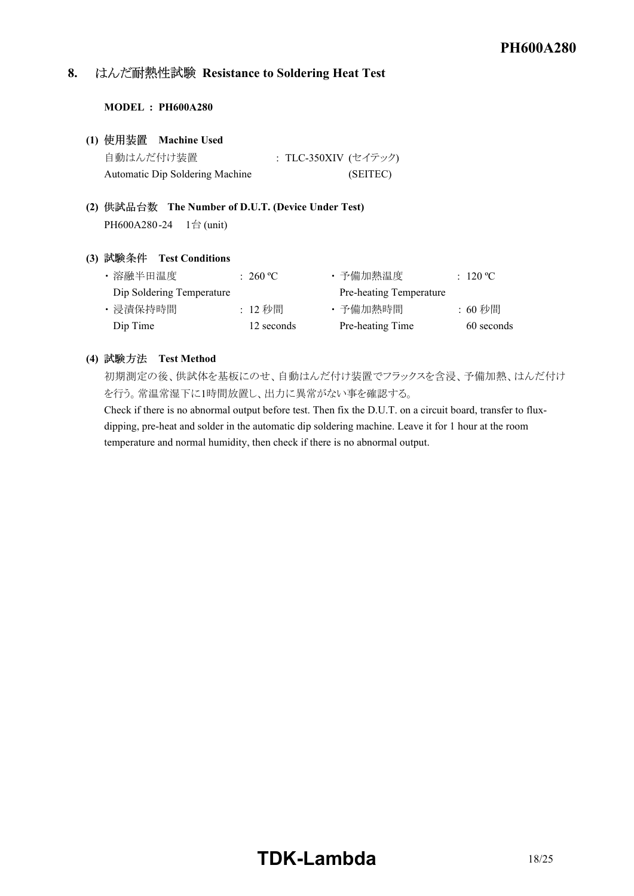## 8. はんだ耐熱性試験 Resistance to Soldering Heat Test

**MODEL : PH600A280**

**(1) 使用装置 Machine Used**

自動はんだ付け装置 : TLC-350XIV (セイテック)
Automatic Dip Soldering Machine (SEITEC)

**(2) 供試品台数 The Number of D.U.T. (Device Under Test)**

PH600A280-24 1台 (unit)

**(3) 試験条件 Test Conditions**

| | | | |
|---|---|---|---|
| ・溶融半田温度<br>Dip Soldering Temperature | : 260 ºC | ・予備加熱温度<br>Pre-heating Temperature | : 120 ºC |
| ・浸漬保持時間<br>Dip Time | : 12 秒間<br>12 seconds | ・予備加熱時間<br>Pre-heating Time | : 60 秒間<br>60 seconds |

**(4) 試験方法 Test Method**

初期測定の後、供試体を基板にのせ、自動はんだ付け装置でフラックスを含浸、予備加熱、はんだ付けを行う。常温常湿下に1時間放置し、出力に異常がない事を確認する。

Check if there is no abnormal output before test. Then fix the D.U.T. on a circuit board, transfer to flux-dipping, pre-heat and solder in the automatic dip soldering machine. Leave it for 1 hour at the room temperature and normal humidity, then check if there is no abnormal output.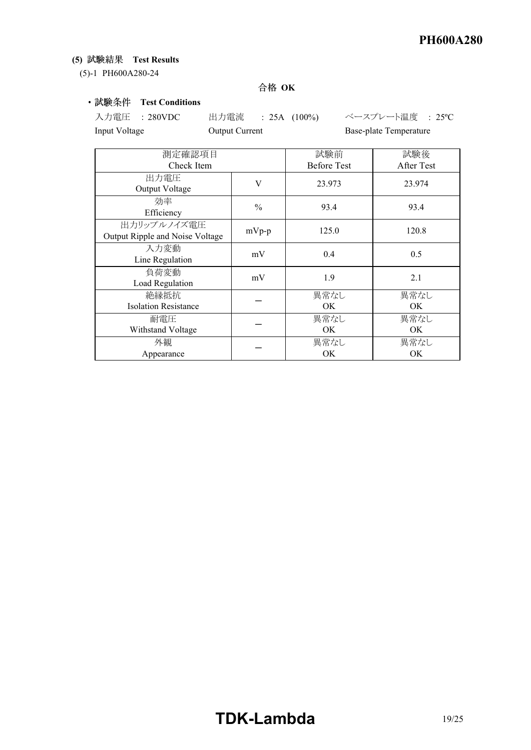**(5) 試験結果　Test Results**

(5)-1 PH600A280-24

**合格 OK**

・**試験条件　Test Conditions**

入力電圧　: 280VDC　　出力電流　: 25A (100%)　　ベースプレート温度　: 25ºC

Input Voltage　　Output Current　　Base-plate Temperature

| 測定確認項目<br>Check Item | | 試験前<br>Before Test | 試験後<br>After Test |
|---|---|---|---|
| 出力電圧<br>Output Voltage | V | 23.973 | 23.974 |
| 効率<br>Efficiency | % | 93.4 | 93.4 |
| 出力リップルノイズ電圧<br>Output Ripple and Noise Voltage | mVp-p | 125.0 | 120.8 |
| 入力変動<br>Line Regulation | mV | 0.4 | 0.5 |
| 負荷変動<br>Load Regulation | mV | 1.9 | 2.1 |
| 絶縁抵抗<br>Isolation Resistance | ― | 異常なし<br>OK | 異常なし<br>OK |
| 耐電圧<br>Withstand Voltage | ― | 異常なし<br>OK | 異常なし<br>OK |
| 外観<br>Appearance | ― | 異常なし<br>OK | 異常なし<br>OK |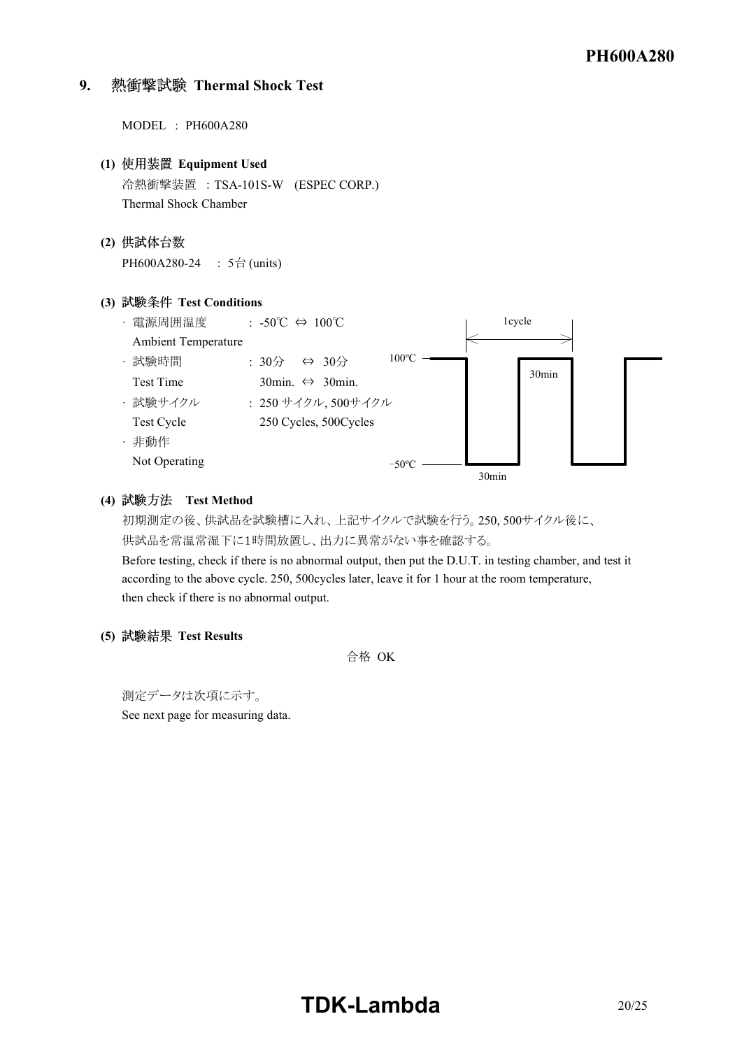## 9. 熱衝撃試験 Thermal Shock Test

MODEL : PH600A280

### (1) 使用装置 Equipment Used

冷熱衝撃装置 : TSA-101S-W (ESPEC CORP.)
Thermal Shock Chamber

### (2) 供試体台数

PH600A280-24 : 5台 (units)

### (3) 試験条件 Test Conditions

- 電源周囲温度 : -50℃ ⇔ 100℃
  Ambient Temperature
- 試験時間 : 30分 ⇔ 30分
  Test Time 30min. ⇔ 30min.
- 試験サイクル : 250 サイクル, 500サイクル
  Test Cycle 250 Cycles, 500Cycles
- 非動作
  Not Operating

100ºC / −50ºC, 30min / 30min, 1cycle

### (4) 試験方法 Test Method

初期測定の後、供試品を試験槽に入れ、上記サイクルで試験を行う。250, 500サイクル後に、供試品を常温常湿下に1時間放置し、出力に異常がない事を確認する。

Before testing, check if there is no abnormal output, then put the D.U.T. in testing chamber, and test it according to the above cycle. 250, 500cycles later, leave it for 1 hour at the room temperature, then check if there is no abnormal output.

### (5) 試験結果 Test Results

合格 OK

測定データは次項に示す。
See next page for measuring data.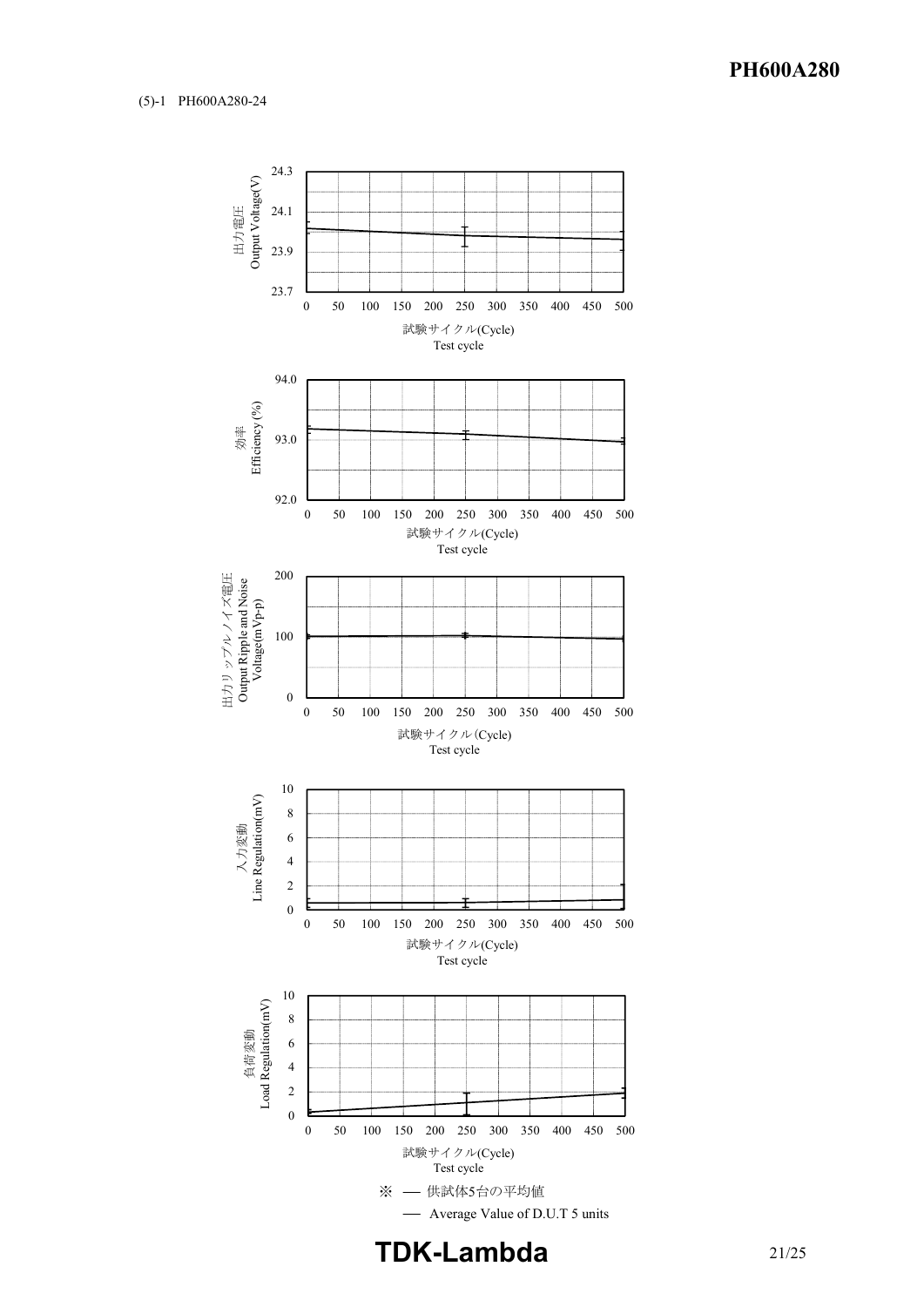(5)-1 PH600A280-24

出力電圧
Output Voltage(V)

試験サイクル(Cycle)
Test cycle

効率
Efficiency (%)

試験サイクル(Cycle)
Test cycle

出力リップルノイズ電圧
Output Ripple and Noise Voltage(mVp-p)

試験サイクル (Cycle)
Test cycle

入力変動
Line Regulation(mV)

試験サイクル(Cycle)
Test cycle

負荷変動
Load Regulation(mV)

試験サイクル(Cycle)
Test cycle

※ ── 供試体5台の平均値

── Average Value of D.U.T 5 units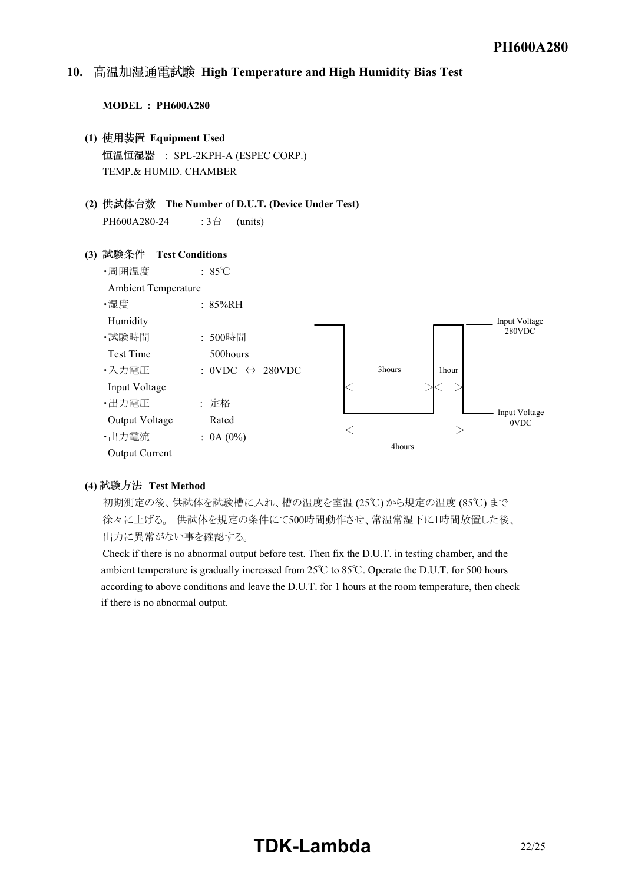## 10. 高温加湿通電試験 High Temperature and High Humidity Bias Test

**MODEL : PH600A280**

**(1) 使用装置 Equipment Used**

**恒温恒湿器** : SPL-2KPH-A (ESPEC CORP.)
TEMP.& HUMID. CHAMBER

**(2) 供試体台数 The Number of D.U.T. (Device Under Test)**

PH600A280-24 : 3台 (units)

**(3) 試験条件 Test Conditions**

- ・周囲温度 Ambient Temperature : 85℃
- ・湿度 Humidity : 85%RH
- ・試験時間 Test Time : 500時間 500hours
- ・入力電圧 Input Voltage : 0VDC ⇔ 280VDC
- ・出力電圧 Output Voltage : 定格 Rated
- ・出力電流 Output Current : 0A (0%)

Input Voltage 280VDC
Input Voltage 0VDC
3hours
1hour
4hours

**(4) 試験方法 Test Method**

初期測定の後、供試体を試験槽に入れ、槽の温度を室温 (25℃) から規定の温度 (85℃) まで徐々に上げる。 供試体を規定の条件にて500時間動作させ、常温常湿下に1時間放置した後、出力に異常がない事を確認する。

Check if there is no abnormal output before test. Then fix the D.U.T. in testing chamber, and the ambient temperature is gradually increased from 25℃ to 85℃. Operate the D.U.T. for 500 hours according to above conditions and leave the D.U.T. for 1 hours at the room temperature, then check if there is no abnormal output.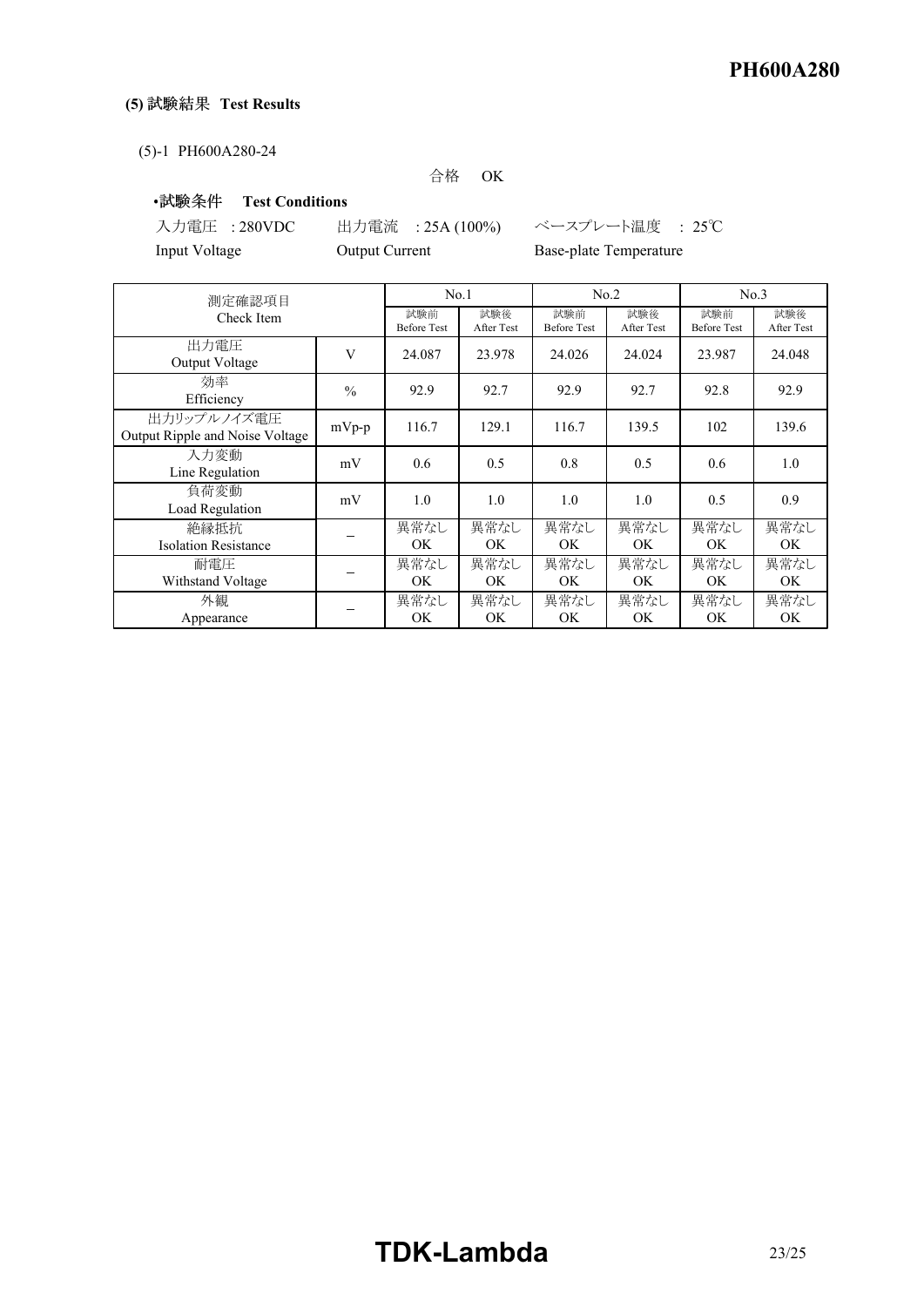**(5) 試験結果 Test Results**

(5)-1 PH600A280-24

合格 OK

•**試験条件 Test Conditions**

入力電圧 : 280VDC　　出力電流 : 25A (100%)　　ベースプレート温度 : 25℃
Input Voltage　　Output Current　　Base-plate Temperature

| 測定確認項目 Check Item | | No.1 | | No.2 | | No.3 | |
|---|---|---|---|---|---|---|---|
| | | 試験前 Before Test | 試験後 After Test | 試験前 Before Test | 試験後 After Test | 試験前 Before Test | 試験後 After Test |
| 出力電圧 Output Voltage | V | 24.087 | 23.978 | 24.026 | 24.024 | 23.987 | 24.048 |
| 効率 Efficiency | % | 92.9 | 92.7 | 92.9 | 92.7 | 92.8 | 92.9 |
| 出力リップルノイズ電圧 Output Ripple and Noise Voltage | mVp-p | 116.7 | 129.1 | 116.7 | 139.5 | 102 | 139.6 |
| 入力変動 Line Regulation | mV | 0.6 | 0.5 | 0.8 | 0.5 | 0.6 | 1.0 |
| 負荷変動 Load Regulation | mV | 1.0 | 1.0 | 1.0 | 1.0 | 0.5 | 0.9 |
| 絶縁抵抗 Isolation Resistance | – | 異常なし OK | 異常なし OK | 異常なし OK | 異常なし OK | 異常なし OK | 異常なし OK |
| 耐電圧 Withstand Voltage | – | 異常なし OK | 異常なし OK | 異常なし OK | 異常なし OK | 異常なし OK | 異常なし OK |
| 外観 Appearance | – | 異常なし OK | 異常なし OK | 異常なし OK | 異常なし OK | 異常なし OK | 異常なし OK |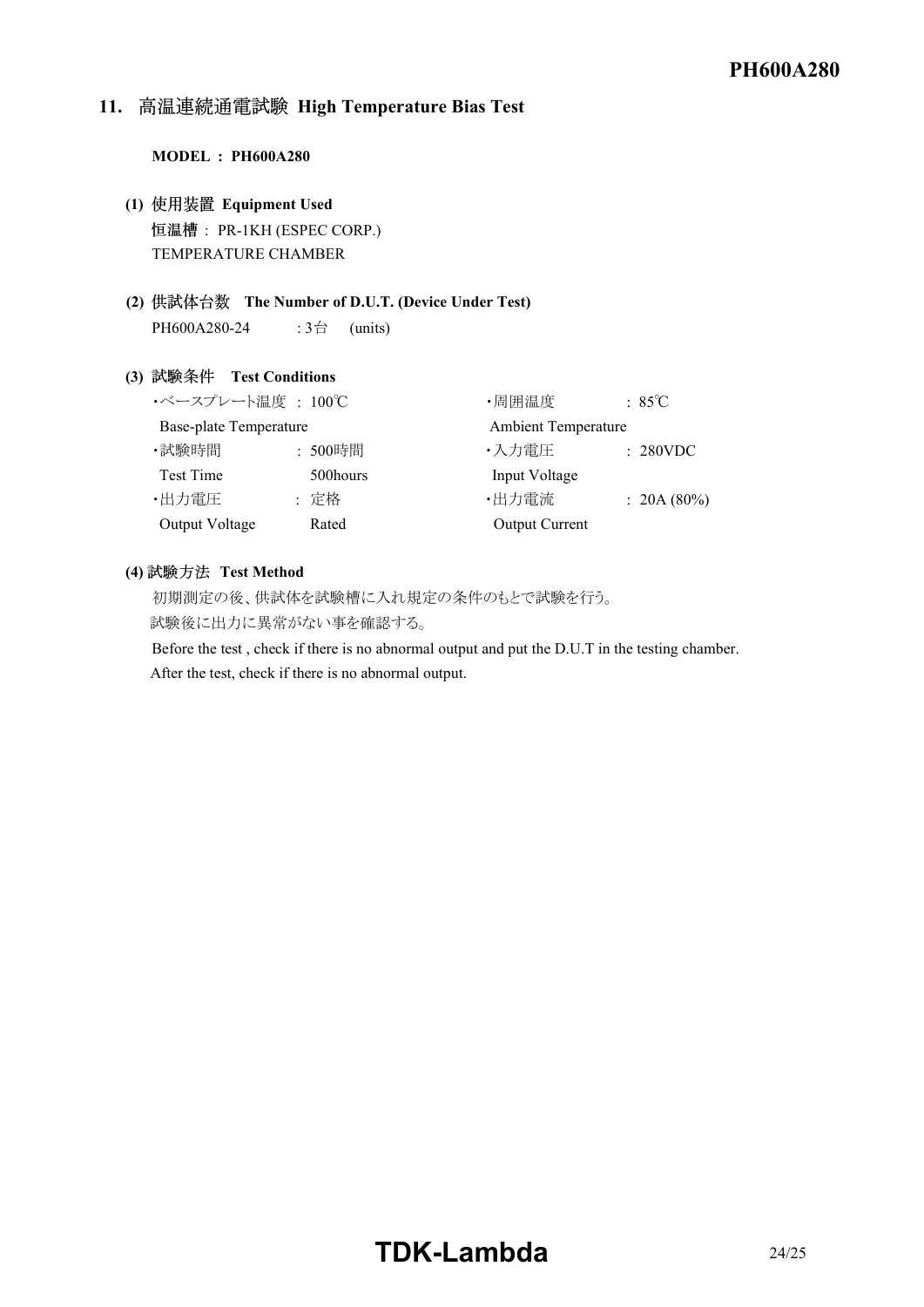## 11. 高温連続通電試験 High Temperature Bias Test

**MODEL : PH600A280**

**(1) 使用装置 Equipment Used**

恒温槽 : PR-1KH (ESPEC CORP.)
TEMPERATURE CHAMBER

**(2) 供試体台数 The Number of D.U.T. (Device Under Test)**

PH600A280-24 : 3台 (units)

**(3) 試験条件 Test Conditions**

| | | | |
|---|---|---|---|
| ・ベースプレート温度 Base-plate Temperature | : 100℃ | ・周囲温度 Ambient Temperature | : 85℃ |
| ・試験時間 Test Time | : 500時間 500hours | ・入力電圧 Input Voltage | : 280VDC |
| ・出力電圧 Output Voltage | : 定格 Rated | ・出力電流 Output Current | : 20A (80%) |

**(4) 試験方法 Test Method**

初期測定の後、供試体を試験槽に入れ規定の条件のもとで試験を行う。
試験後に出力に異常がない事を確認する。

Before the test , check if there is no abnormal output and put the D.U.T in the testing chamber.
After the test, check if there is no abnormal output.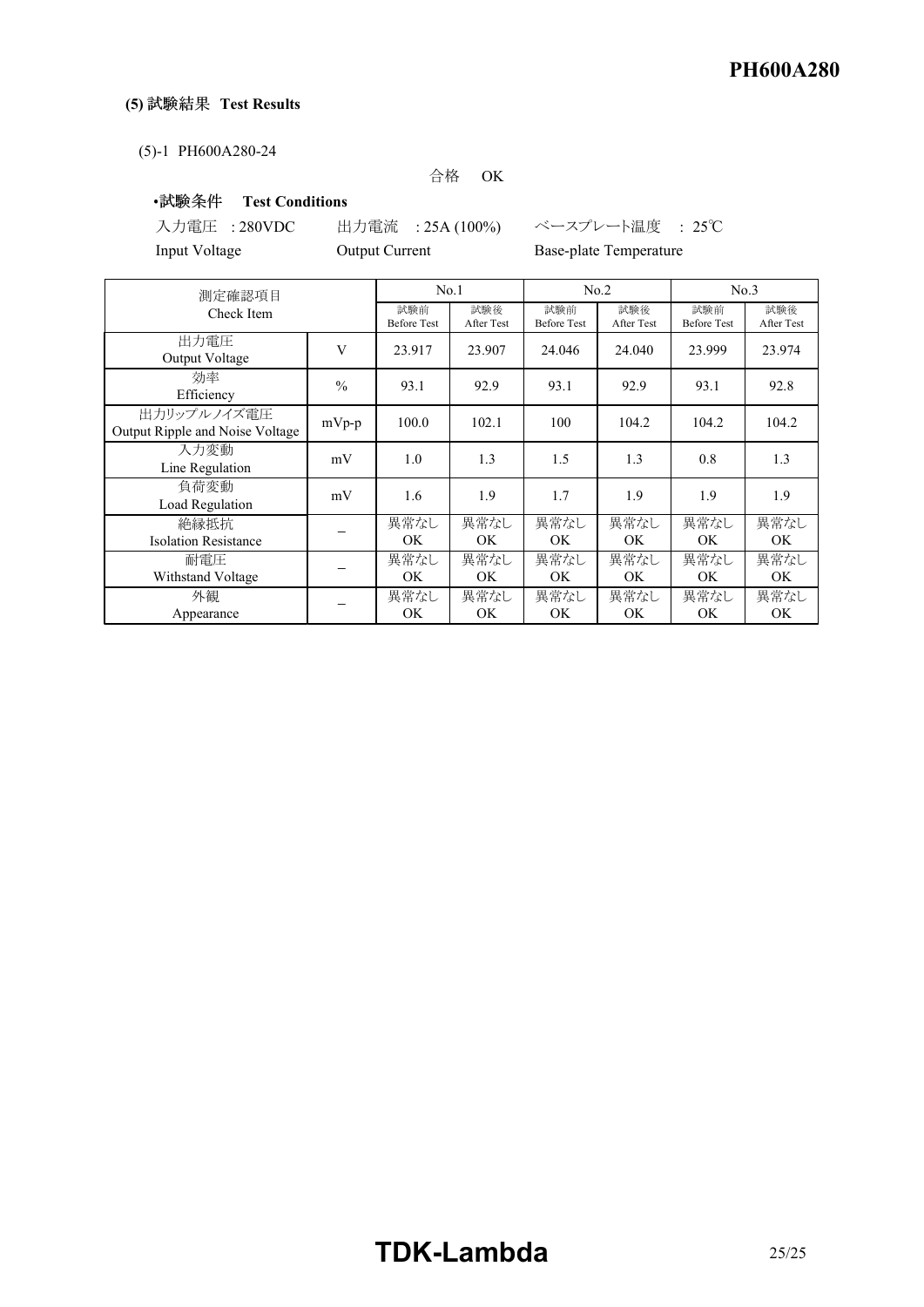### (5) 試験結果 Test Results

(5)-1 PH600A280-24

合格　OK

**•試験条件　Test Conditions**

入力電圧 : 280VDC　　出力電流 : 25A (100%)　　ベースプレート温度 : 25℃

Input Voltage　　Output Current　　Base-plate Temperature

| 測定確認項目 Check Item | | No.1 | | No.2 | | No.3 | |
|---|---|---|---|---|---|---|---|
| | | 試験前 Before Test | 試験後 After Test | 試験前 Before Test | 試験後 After Test | 試験前 Before Test | 試験後 After Test |
| 出力電圧 Output Voltage | V | 23.917 | 23.907 | 24.046 | 24.040 | 23.999 | 23.974 |
| 効率 Efficiency | % | 93.1 | 92.9 | 93.1 | 92.9 | 93.1 | 92.8 |
| 出力リップルノイズ電圧 Output Ripple and Noise Voltage | mVp-p | 100.0 | 102.1 | 100 | 104.2 | 104.2 | 104.2 |
| 入力変動 Line Regulation | mV | 1.0 | 1.3 | 1.5 | 1.3 | 0.8 | 1.3 |
| 負荷変動 Load Regulation | mV | 1.6 | 1.9 | 1.7 | 1.9 | 1.9 | 1.9 |
| 絶縁抵抗 Isolation Resistance | – | 異常なし OK | 異常なし OK | 異常なし OK | 異常なし OK | 異常なし OK | 異常なし OK |
| 耐電圧 Withstand Voltage | – | 異常なし OK | 異常なし OK | 異常なし OK | 異常なし OK | 異常なし OK | 異常なし OK |
| 外観 Appearance | – | 異常なし OK | 異常なし OK | 異常なし OK | 異常なし OK | 異常なし OK | 異常なし OK |